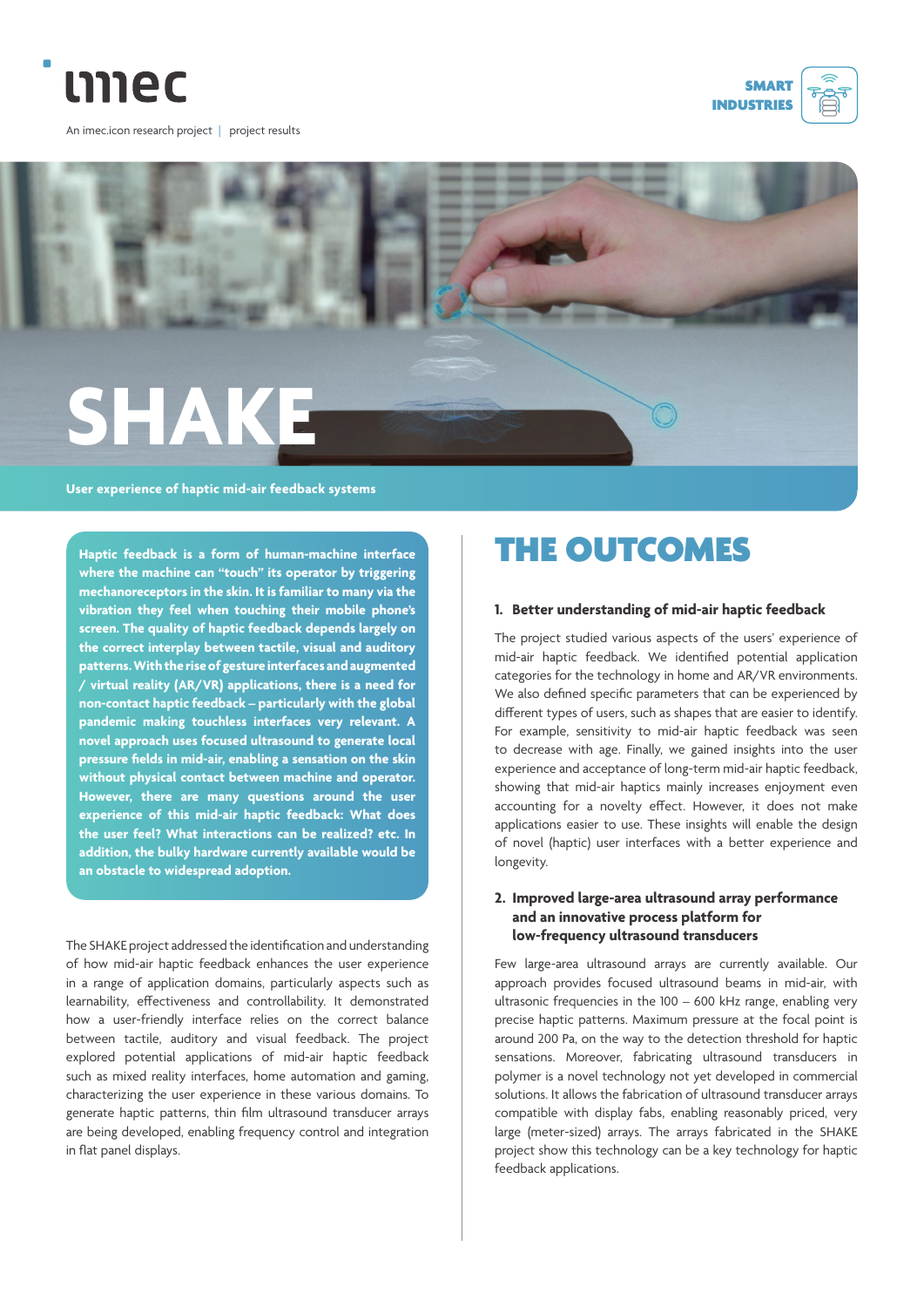imec

An imec.icon research project | project results

SMART INDUSTRIES

# SHAKE

User experience of haptic mid-air feedback systems

**Haptic feedback is a form of human-machine interface where the machine can "touch" its operator by triggering mechanoreceptors in the skin. It is familiar to many via the vibration they feel when touching their mobile phone's screen. The quality of haptic feedback depends largely on the correct interplay between tactile, visual and auditory patterns. With the rise of gesture interfaces and augmented / virtual reality (AR/VR) applications, there is a need for non-contact haptic feedback – particularly with the global pandemic making touchless interfaces very relevant. A novel approach uses focused ultrasound to generate local pressure fields in mid-air, enabling a sensation on the skin without physical contact between machine and operator. However, there are many questions around the user experience of this mid-air haptic feedback: What does the user feel? What interactions can be realized? etc. In addition, the bulky hardware currently available would be an obstacle to widespread adoption.**

The SHAKE project addressed the identification and understanding of how mid-air haptic feedback enhances the user experience in a range of application domains, particularly aspects such as learnability, effectiveness and controllability. It demonstrated how a user-friendly interface relies on the correct balance between tactile, auditory and visual feedback. The project explored potential applications of mid-air haptic feedback such as mixed reality interfaces, home automation and gaming, characterizing the user experience in these various domains. To generate haptic patterns, thin film ultrasound transducer arrays are being developed, enabling frequency control and integration in flat panel displays.

## THE OUTCOMES

### 1. Better understanding of mid-air haptic feedback

The project studied various aspects of the users' experience of mid-air haptic feedback. We identified potential application categories for the technology in home and AR/VR environments. We also defined specific parameters that can be experienced by different types of users, such as shapes that are easier to identify. For example, sensitivity to mid-air haptic feedback was seen to decrease with age. Finally, we gained insights into the user experience and acceptance of long-term mid-air haptic feedback, showing that mid-air haptics mainly increases enjoyment even accounting for a novelty effect. However, it does not make applications easier to use. These insights will enable the design of novel (haptic) user interfaces with a better experience and longevity.

### 2. Improved large-area ultrasound array performance and an innovative process platform for low-frequency ultrasound transducers

Few large-area ultrasound arrays are currently available. Our approach provides focused ultrasound beams in mid-air, with ultrasonic frequencies in the 100 – 600 kHz range, enabling very precise haptic patterns. Maximum pressure at the focal point is around 200 Pa, on the way to the detection threshold for haptic sensations. Moreover, fabricating ultrasound transducers in polymer is a novel technology not yet developed in commercial solutions. It allows the fabrication of ultrasound transducer arrays compatible with display fabs, enabling reasonably priced, very large (meter-sized) arrays. The arrays fabricated in the SHAKE project show this technology can be a key technology for haptic feedback applications.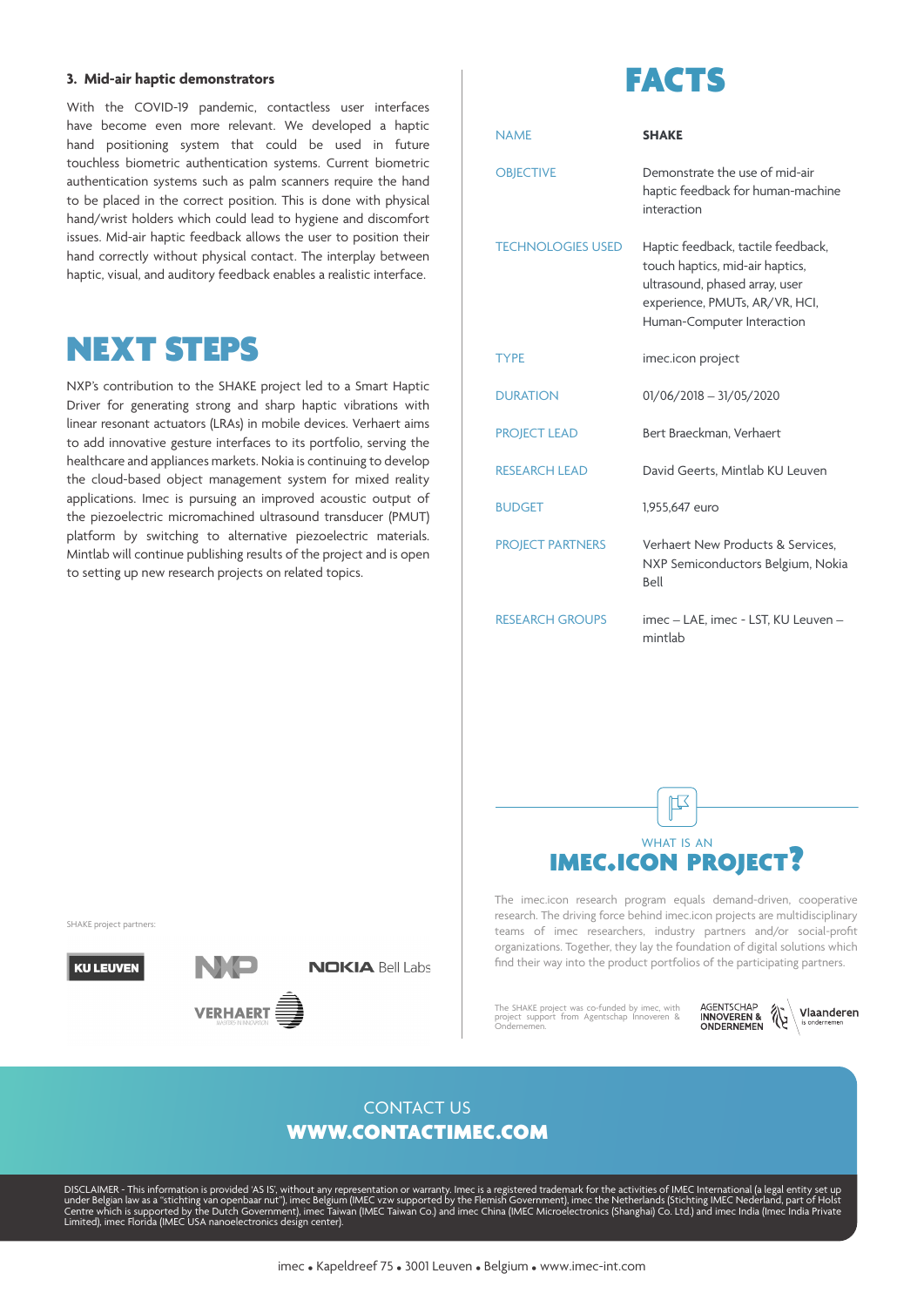### 3. Mid-air haptic demonstrators

With the COVID-19 pandemic, contactless user interfaces have become even more relevant. We developed a haptic hand positioning system that could be used in future touchless biometric authentication systems. Current biometric authentication systems such as palm scanners require the hand to be placed in the correct position. This is done with physical hand/wrist holders which could lead to hygiene and discomfort issues. Mid-air haptic feedback allows the user to position their hand correctly without physical contact. The interplay between haptic, visual, and auditory feedback enables a realistic interface.

# NEXT STEPS

NXP's contribution to the SHAKE project led to a Smart Haptic Driver for generating strong and sharp haptic vibrations with linear resonant actuators (LRAs) in mobile devices. Verhaert aims to add innovative gesture interfaces to its portfolio, serving the healthcare and appliances markets. Nokia is continuing to develop the cloud-based object management system for mixed reality applications. Imec is pursuing an improved acoustic output of the piezoelectric micromachined ultrasound transducer (PMUT) platform by switching to alternative piezoelectric materials. Mintlab will continue publishing results of the project and is open to setting up new research projects on related topics.

SHAKE project partners:

KU LEUVEN
NXP
NOKIA Bell Labs
VERHAERT

# FACTS

| | |
|---|---|
| NAME | **SHAKE** |
| OBJECTIVE | Demonstrate the use of mid-air haptic feedback for human-machine interaction |
| TECHNOLOGIES USED | Haptic feedback, tactile feedback, touch haptics, mid-air haptics, ultrasound, phased array, user experience, PMUTs, AR/VR, HCI, Human-Computer Interaction |
| TYPE | imec.icon project |
| DURATION | 01/06/2018 – 31/05/2020 |
| PROJECT LEAD | Bert Braeckman, Verhaert |
| RESEARCH LEAD | David Geerts, Mintlab KU Leuven |
| BUDGET | 1,955,647 euro |
| PROJECT PARTNERS | Verhaert New Products & Services, NXP Semiconductors Belgium, Nokia Bell |
| RESEARCH GROUPS | imec – LAE, imec - LST, KU Leuven – mintlab |

WHAT IS AN

## IMEC.ICON PROJECT?

The imec.icon research program equals demand-driven, cooperative research. The driving force behind imec.icon projects are multidisciplinary teams of imec researchers, industry partners and/or social-profit organizations. Together, they lay the foundation of digital solutions which find their way into the product portfolios of the participating partners.

The SHAKE project was co-funded by imec, with project support from Agentschap Innoveren & Ondernemen.

AGENTSCHAP INNOVEREN & ONDERNEMEN
Vlaanderen is ondernemen

CONTACT US
**WWW.CONTACTIMEC.COM**

DISCLAIMER - This information is provided 'AS IS', without any representation or warranty. Imec is a registered trademark for the activities of IMEC International (a legal entity set up under Belgian law as a "stichting van openbaar nut"), imec Belgium (IMEC vzw supported by the Flemish Government), imec the Netherlands (Stichting IMEC Nederland, part of Holst Centre which is supported by the Dutch Government), imec Taiwan (IMEC Taiwan Co.) and imec China (IMEC Microelectronics (Shanghai) Co. Ltd.) and imec India (Imec India Private Limited), imec Florida (IMEC USA nanoelectronics design center).

imec • Kapeldreef 75 • 3001 Leuven • Belgium • www.imec-int.com